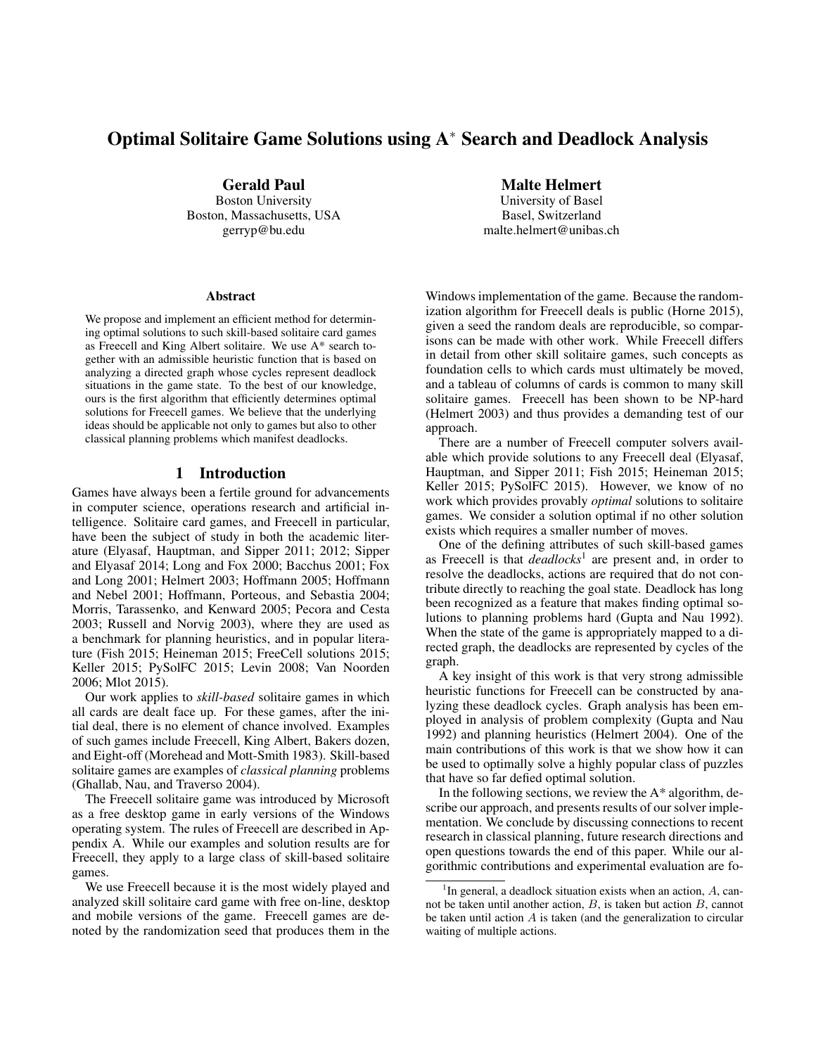# Optimal Solitaire Game Solutions using A$^*$ Search and Deadlock Analysis

**Gerald Paul**
Boston University
Boston, Massachusetts, USA
gerryp@bu.edu

**Malte Helmert**
University of Basel
Basel, Switzerland
malte.helmert@unibas.ch

### Abstract

We propose and implement an efficient method for determining optimal solutions to such skill-based solitaire card games as Freecell and King Albert solitaire. We use A* search together with an admissible heuristic function that is based on analyzing a directed graph whose cycles represent deadlock situations in the game state. To the best of our knowledge, ours is the first algorithm that efficiently determines optimal solutions for Freecell games. We believe that the underlying ideas should be applicable not only to games but also to other classical planning problems which manifest deadlocks.

## 1 Introduction

Games have always been a fertile ground for advancements in computer science, operations research and artificial intelligence. Solitaire card games, and Freecell in particular, have been the subject of study in both the academic literature (Elyasaf, Hauptman, and Sipper 2011; 2012; Sipper and Elyasaf 2014; Long and Fox 2000; Bacchus 2001; Fox and Long 2001; Helmert 2003; Hoffmann 2005; Hoffmann and Nebel 2001; Hoffmann, Porteous, and Sebastia 2004; Morris, Tarassenko, and Kenward 2005; Pecora and Cesta 2003; Russell and Norvig 2003), where they are used as a benchmark for planning heuristics, and in popular literature (Fish 2015; Heineman 2015; FreeCell solutions 2015; Keller 2015; PySolFC 2015; Levin 2008; Van Noorden 2006; Mlot 2015).

Our work applies to *skill-based* solitaire games in which all cards are dealt face up. For these games, after the initial deal, there is no element of chance involved. Examples of such games include Freecell, King Albert, Bakers dozen, and Eight-off (Morehead and Mott-Smith 1983). Skill-based solitaire games are examples of *classical planning* problems (Ghallab, Nau, and Traverso 2004).

The Freecell solitaire game was introduced by Microsoft as a free desktop game in early versions of the Windows operating system. The rules of Freecell are described in Appendix A. While our examples and solution results are for Freecell, they apply to a large class of skill-based solitaire games.

We use Freecell because it is the most widely played and analyzed skill solitaire card game with free on-line, desktop and mobile versions of the game. Freecell games are denoted by the randomization seed that produces them in the Windows implementation of the game. Because the randomization algorithm for Freecell deals is public (Horne 2015), given a seed the random deals are reproducible, so comparisons can be made with other work. While Freecell differs in detail from other skill solitaire games, such concepts as foundation cells to which cards must ultimately be moved, and a tableau of columns of cards is common to many skill solitaire games. Freecell has been shown to be NP-hard (Helmert 2003) and thus provides a demanding test of our approach.

There are a number of Freecell computer solvers available which provide solutions to any Freecell deal (Elyasaf, Hauptman, and Sipper 2011; Fish 2015; Heineman 2015; Keller 2015; PySolFC 2015). However, we know of no work which provides provably *optimal* solutions to solitaire games. We consider a solution optimal if no other solution exists which requires a smaller number of moves.

One of the defining attributes of such skill-based games as Freecell is that *deadlocks*[1] are present and, in order to resolve the deadlocks, actions are required that do not contribute directly to reaching the goal state. Deadlock has long been recognized as a feature that makes finding optimal solutions to planning problems hard (Gupta and Nau 1992). When the state of the game is appropriately mapped to a directed graph, the deadlocks are represented by cycles of the graph.

A key insight of this work is that very strong admissible heuristic functions for Freecell can be constructed by analyzing these deadlock cycles. Graph analysis has been employed in analysis of problem complexity (Gupta and Nau 1992) and planning heuristics (Helmert 2004). One of the main contributions of this work is that we show how it can be used to optimally solve a highly popular class of puzzles that have so far defied optimal solution.

In the following sections, we review the A* algorithm, describe our approach, and presents results of our solver implementation. We conclude by discussing connections to recent research in classical planning, future research directions and open questions towards the end of this paper. While our algorithmic contributions and experimental evaluation are fo-

[1] In general, a deadlock situation exists when an action, $A$, cannot be taken until another action, $B$, is taken but action $B$, cannot be taken until action $A$ is taken (and the generalization to circular waiting of multiple actions.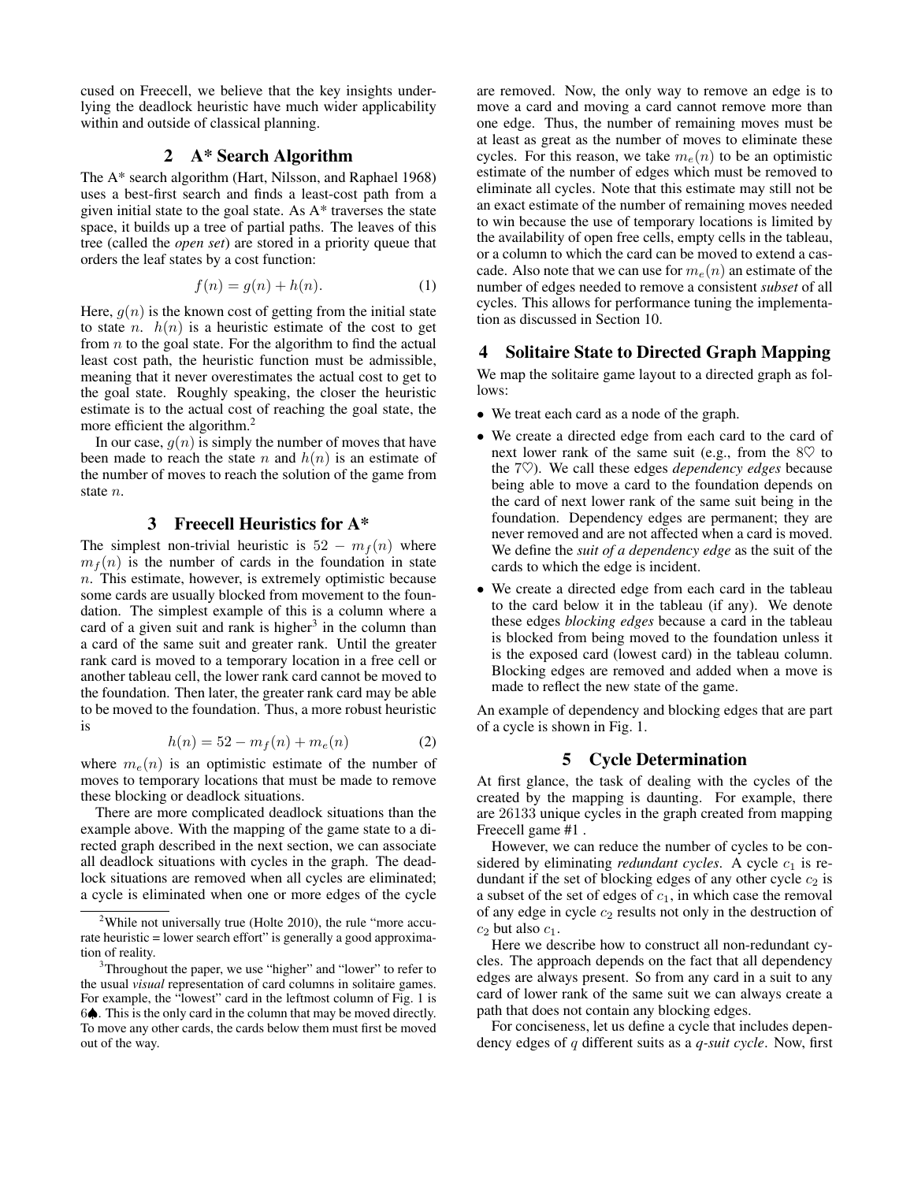cused on Freecell, we believe that the key insights underlying the deadlock heuristic have much wider applicability within and outside of classical planning.

## 2 A* Search Algorithm

The A* search algorithm (Hart, Nilsson, and Raphael 1968) uses a best-first search and finds a least-cost path from a given initial state to the goal state. As A* traverses the state space, it builds up a tree of partial paths. The leaves of this tree (called the *open set*) are stored in a priority queue that orders the leaf states by a cost function:

$$f(n) = g(n) + h(n). \tag{1}$$

Here, $g(n)$ is the known cost of getting from the initial state to state $n$. $h(n)$ is a heuristic estimate of the cost to get from $n$ to the goal state. For the algorithm to find the actual least cost path, the heuristic function must be admissible, meaning that it never overestimates the actual cost to get to the goal state. Roughly speaking, the closer the heuristic estimate is to the actual cost of reaching the goal state, the more efficient the algorithm.[2]

In our case, $g(n)$ is simply the number of moves that have been made to reach the state $n$ and $h(n)$ is an estimate of the number of moves to reach the solution of the game from state $n$.

## 3 Freecell Heuristics for A*

The simplest non-trivial heuristic is $52 - m_f(n)$ where $m_f(n)$ is the number of cards in the foundation in state $n$. This estimate, however, is extremely optimistic because some cards are usually blocked from movement to the foundation. The simplest example of this is a column where a card of a given suit and rank is higher[3] in the column than a card of the same suit and greater rank. Until the greater rank card is moved to a temporary location in a free cell or another tableau cell, the lower rank card cannot be moved to the foundation. Then later, the greater rank card may be able to be moved to the foundation. Thus, a more robust heuristic is

$$h(n) = 52 - m_f(n) + m_e(n) \tag{2}$$

where $m_e(n)$ is an optimistic estimate of the number of moves to temporary locations that must be made to remove these blocking or deadlock situations.

There are more complicated deadlock situations than the example above. With the mapping of the game state to a directed graph described in the next section, we can associate all deadlock situations with cycles in the graph. The deadlock situations are removed when all cycles are eliminated; a cycle is eliminated when one or more edges of the cycle are removed. Now, the only way to remove an edge is to move a card and moving a card cannot remove more than one edge. Thus, the number of remaining moves must be at least as great as the number of moves to eliminate these cycles. For this reason, we take $m_e(n)$ to be an optimistic estimate of the number of edges which must be removed to eliminate all cycles. Note that this estimate may still not be an exact estimate of the number of remaining moves needed to win because the use of temporary locations is limited by the availability of open free cells, empty cells in the tableau, or a column to which the card can be moved to extend a cascade. Also note that we can use for $m_e(n)$ an estimate of the number of edges needed to remove a consistent *subset* of all cycles. This allows for performance tuning the implementation as discussed in Section 10.

## 4 Solitaire State to Directed Graph Mapping

We map the solitaire game layout to a directed graph as follows:

- We treat each card as a node of the graph.
- We create a directed edge from each card to the card of next lower rank of the same suit (e.g., from the 8♡ to the 7♡). We call these edges *dependency edges* because being able to move a card to the foundation depends on the card of next lower rank of the same suit being in the foundation. Dependency edges are permanent; they are never removed and are not affected when a card is moved. We define the *suit of a dependency edge* as the suit of the cards to which the edge is incident.
- We create a directed edge from each card in the tableau to the card below it in the tableau (if any). We denote these edges *blocking edges* because a card in the tableau is blocked from being moved to the foundation unless it is the exposed card (lowest card) in the tableau column. Blocking edges are removed and added when a move is made to reflect the new state of the game.

An example of dependency and blocking edges that are part of a cycle is shown in Fig. 1.

## 5 Cycle Determination

At first glance, the task of dealing with the cycles of the created by the mapping is daunting. For example, there are 26133 unique cycles in the graph created from mapping Freecell game #1 .

However, we can reduce the number of cycles to be considered by eliminating *redundant cycles*. A cycle $c_1$ is redundant if the set of blocking edges of any other cycle $c_2$ is a subset of the set of edges of $c_1$, in which case the removal of any edge in cycle $c_2$ results not only in the destruction of $c_2$ but also $c_1$.

Here we describe how to construct all non-redundant cycles. The approach depends on the fact that all dependency edges are always present. So from any card in a suit to any card of lower rank of the same suit we can always create a path that does not contain any blocking edges.

For conciseness, let us define a cycle that includes dependency edges of $q$ different suits as a *q-suit cycle*. Now, first

[2] While not universally true (Holte 2010), the rule "more accurate heuristic = lower search effort" is generally a good approximation of reality.

[3] Throughout the paper, we use "higher" and "lower" to refer to the usual *visual* representation of card columns in solitaire games. For example, the "lowest" card in the leftmost column of Fig. 1 is 6♠. This is the only card in the column that may be moved directly. To move any other cards, the cards below them must first be moved out of the way.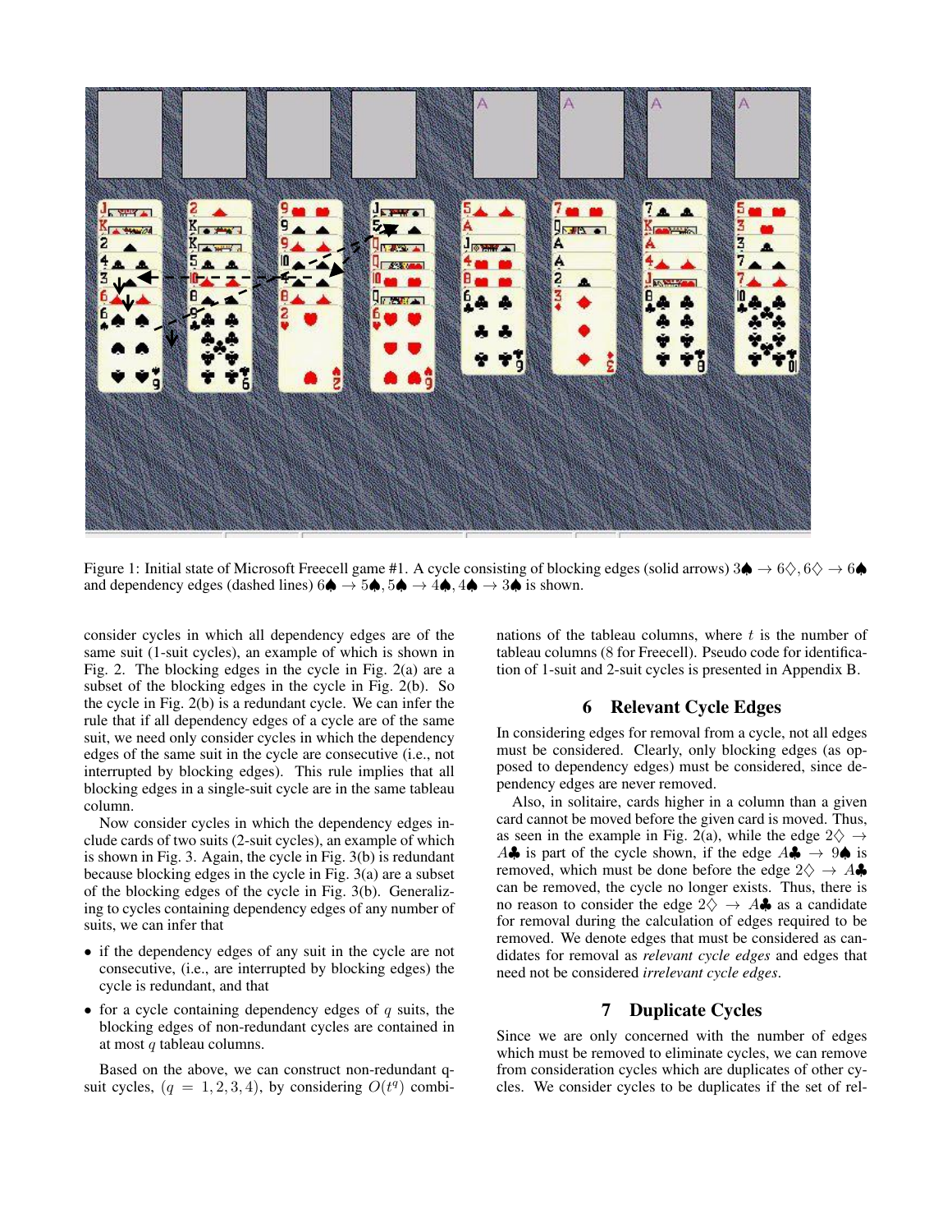Figure 1: Initial state of Microsoft Freecell game #1. A cycle consisting of blocking edges (solid arrows) 3♠ → 6♢, 6♢ → 6♠ and dependency edges (dashed lines) 6♠ → 5♠, 5♠ → 4♠, 4♠ → 3♠ is shown.

consider cycles in which all dependency edges are of the same suit (1-suit cycles), an example of which is shown in Fig. 2. The blocking edges in the cycle in Fig. 2(a) are a subset of the blocking edges in the cycle in Fig. 2(b). So the cycle in Fig. 2(b) is a redundant cycle. We can infer the rule that if all dependency edges of a cycle are of the same suit, we need only consider cycles in which the dependency edges of the same suit in the cycle are consecutive (i.e., not interrupted by blocking edges). This rule implies that all blocking edges in a single-suit cycle are in the same tableau column.

Now consider cycles in which the dependency edges include cards of two suits (2-suit cycles), an example of which is shown in Fig. 3. Again, the cycle in Fig. 3(b) is redundant because blocking edges in the cycle in Fig. 3(a) are a subset of the blocking edges of the cycle in Fig. 3(b). Generalizing to cycles containing dependency edges of any number of suits, we can infer that

- if the dependency edges of any suit in the cycle are not consecutive, (i.e., are interrupted by blocking edges) the cycle is redundant, and that
- for a cycle containing dependency edges of $q$ suits, the blocking edges of non-redundant cycles are contained in at most $q$ tableau columns.

Based on the above, we can construct non-redundant q-suit cycles, ($q = 1, 2, 3, 4$), by considering $O(t^q)$ combinations of the tableau columns, where $t$ is the number of tableau columns (8 for Freecell). Pseudo code for identification of 1-suit and 2-suit cycles is presented in Appendix B.

## 6 Relevant Cycle Edges

In considering edges for removal from a cycle, not all edges must be considered. Clearly, only blocking edges (as opposed to dependency edges) must be considered, since dependency edges are never removed.

Also, in solitaire, cards higher in a column than a given card cannot be moved before the given card is moved. Thus, as seen in the example in Fig. 2(a), while the edge 2♢ → A♣ is part of the cycle shown, if the edge A♣ → 9♠ is removed, which must be done before the edge 2♢ → A♣ can be removed, the cycle no longer exists. Thus, there is no reason to consider the edge 2♢ → A♣ as a candidate for removal during the calculation of edges required to be removed. We denote edges that must be considered as candidates for removal as *relevant cycle edges* and edges that need not be considered *irrelevant cycle edges*.

## 7 Duplicate Cycles

Since we are only concerned with the number of edges which must be removed to eliminate cycles, we can remove from consideration cycles which are duplicates of other cycles. We consider cycles to be duplicates if the set of rel-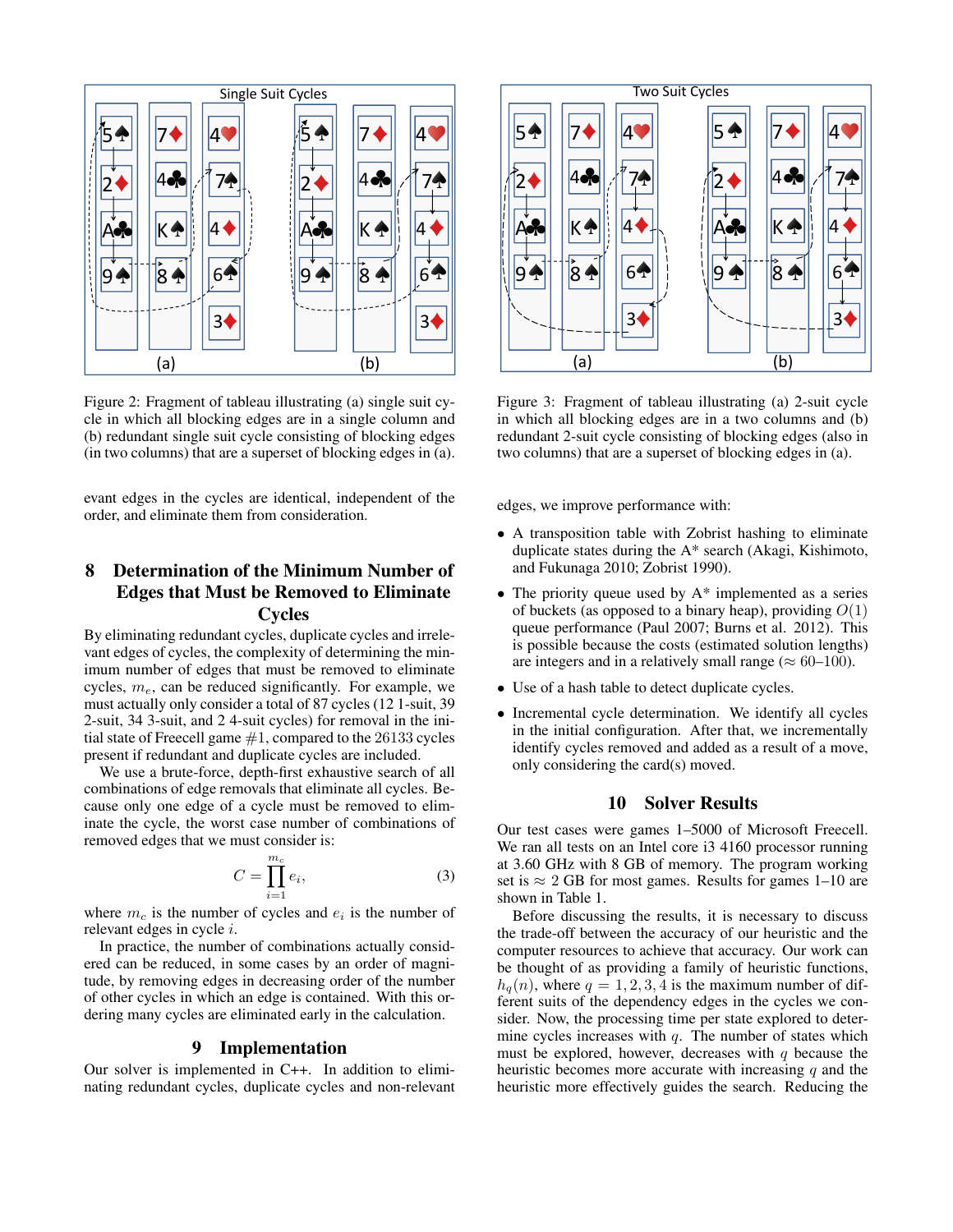Figure 2: Fragment of tableau illustrating (a) single suit cycle in which all blocking edges are in a single column and (b) redundant single suit cycle consisting of blocking edges (in two columns) that are a superset of blocking edges in (a).

Figure 3: Fragment of tableau illustrating (a) 2-suit cycle in which all blocking edges are in a two columns and (b) redundant 2-suit cycle consisting of blocking edges (also in two columns) that are a superset of blocking edges in (a).

evant edges in the cycles are identical, independent of the order, and eliminate them from consideration.

## 8 Determination of the Minimum Number of Edges that Must be Removed to Eliminate Cycles

By eliminating redundant cycles, duplicate cycles and irrelevant edges of cycles, the complexity of determining the minimum number of edges that must be removed to eliminate cycles, $m_e$, can be reduced significantly. For example, we must actually only consider a total of 87 cycles (12 1-suit, 39 2-suit, 34 3-suit, and 2 4-suit cycles) for removal in the initial state of Freecell game #1, compared to the 26133 cycles present if redundant and duplicate cycles are included.

We use a brute-force, depth-first exhaustive search of all combinations of edge removals that eliminate all cycles. Because only one edge of a cycle must be removed to eliminate the cycle, the worst case number of combinations of removed edges that we must consider is:

$$C = \prod_{i=1}^{m_c} e_i, \tag{3}$$

where $m_c$ is the number of cycles and $e_i$ is the number of relevant edges in cycle $i$.

In practice, the number of combinations actually considered can be reduced, in some cases by an order of magnitude, by removing edges in decreasing order of the number of other cycles in which an edge is contained. With this ordering many cycles are eliminated early in the calculation.

## 9 Implementation

Our solver is implemented in C++. In addition to eliminating redundant cycles, duplicate cycles and non-relevant edges, we improve performance with:

- A transposition table with Zobrist hashing to eliminate duplicate states during the A* search (Akagi, Kishimoto, and Fukunaga 2010; Zobrist 1990).
- The priority queue used by A* implemented as a series of buckets (as opposed to a binary heap), providing $O(1)$ queue performance (Paul 2007; Burns et al. 2012). This is possible because the costs (estimated solution lengths) are integers and in a relatively small range ($\approx$ 60–100).
- Use of a hash table to detect duplicate cycles.
- Incremental cycle determination. We identify all cycles in the initial configuration. After that, we incrementally identify cycles removed and added as a result of a move, only considering the card(s) moved.

## 10 Solver Results

Our test cases were games 1–5000 of Microsoft Freecell. We ran all tests on an Intel core i3 4160 processor running at 3.60 GHz with 8 GB of memory. The program working set is $\approx$ 2 GB for most games. Results for games 1–10 are shown in Table 1.

Before discussing the results, it is necessary to discuss the trade-off between the accuracy of our heuristic and the computer resources to achieve that accuracy. Our work can be thought of as providing a family of heuristic functions, $h_q(n)$, where $q = 1, 2, 3, 4$ is the maximum number of different suits of the dependency edges in the cycles we consider. Now, the processing time per state explored to determine cycles increases with $q$. The number of states which must be explored, however, decreases with $q$ because the heuristic becomes more accurate with increasing $q$ and the heuristic more effectively guides the search. Reducing the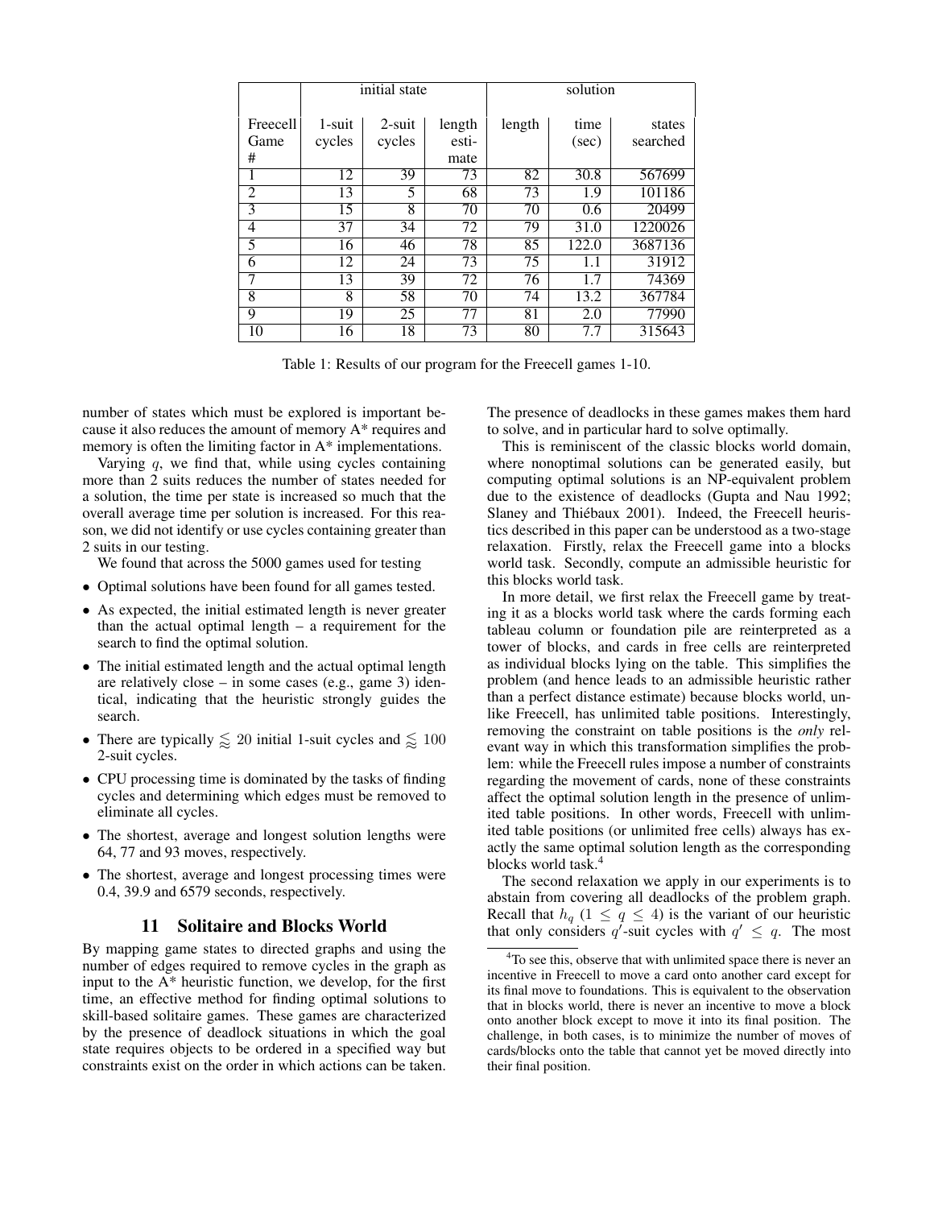| | initial state | | | solution | | |
|---|---|---|---|---|---|---|
| Freecell Game # | 1-suit cycles | 2-suit cycles | length estimate | length | time (sec) | states searched |
| 1 | 12 | 39 | 73 | 82 | 30.8 | 567699 |
| 2 | 13 | 5 | 68 | 73 | 1.9 | 101186 |
| 3 | 15 | 8 | 70 | 70 | 0.6 | 20499 |
| 4 | 37 | 34 | 72 | 79 | 31.0 | 1220026 |
| 5 | 16 | 46 | 78 | 85 | 122.0 | 3687136 |
| 6 | 12 | 24 | 73 | 75 | 1.1 | 31912 |
| 7 | 13 | 39 | 72 | 76 | 1.7 | 74369 |
| 8 | 8 | 58 | 70 | 74 | 13.2 | 367784 |
| 9 | 19 | 25 | 77 | 81 | 2.0 | 77990 |
| 10 | 16 | 18 | 73 | 80 | 7.7 | 315643 |

Table 1: Results of our program for the Freecell games 1-10.

number of states which must be explored is important because it also reduces the amount of memory A* requires and memory is often the limiting factor in A* implementations.

Varying $q$, we find that, while using cycles containing more than 2 suits reduces the number of states needed for a solution, the time per state is increased so much that the overall average time per solution is increased. For this reason, we did not identify or use cycles containing greater than 2 suits in our testing.

We found that across the 5000 games used for testing

- Optimal solutions have been found for all games tested.
- As expected, the initial estimated length is never greater than the actual optimal length – a requirement for the search to find the optimal solution.
- The initial estimated length and the actual optimal length are relatively close – in some cases (e.g., game 3) identical, indicating that the heuristic strongly guides the search.
- There are typically $\lessapprox 20$ initial 1-suit cycles and $\lessapprox 100$ 2-suit cycles.
- CPU processing time is dominated by the tasks of finding cycles and determining which edges must be removed to eliminate all cycles.
- The shortest, average and longest solution lengths were 64, 77 and 93 moves, respectively.
- The shortest, average and longest processing times were 0.4, 39.9 and 6579 seconds, respectively.

## 11 Solitaire and Blocks World

By mapping game states to directed graphs and using the number of edges required to remove cycles in the graph as input to the A* heuristic function, we develop, for the first time, an effective method for finding optimal solutions to skill-based solitaire games. These games are characterized by the presence of deadlock situations in which the goal state requires objects to be ordered in a specified way but constraints exist on the order in which actions can be taken. The presence of deadlocks in these games makes them hard to solve, and in particular hard to solve optimally.

This is reminiscent of the classic blocks world domain, where nonoptimal solutions can be generated easily, but computing optimal solutions is an NP-equivalent problem due to the existence of deadlocks (Gupta and Nau 1992; Slaney and Thiébaux 2001). Indeed, the Freecell heuristics described in this paper can be understood as a two-stage relaxation. Firstly, relax the Freecell game into a blocks world task. Secondly, compute an admissible heuristic for this blocks world task.

In more detail, we first relax the Freecell game by treating it as a blocks world task where the cards forming each tableau column or foundation pile are reinterpreted as a tower of blocks, and cards in free cells are reinterpreted as individual blocks lying on the table. This simplifies the problem (and hence leads to an admissible heuristic rather than a perfect distance estimate) because blocks world, unlike Freecell, has unlimited table positions. Interestingly, removing the constraint on table positions is the *only* relevant way in which this transformation simplifies the problem: while the Freecell rules impose a number of constraints regarding the movement of cards, none of these constraints affect the optimal solution length in the presence of unlimited table positions. In other words, Freecell with unlimited table positions (or unlimited free cells) always has exactly the same optimal solution length as the corresponding blocks world task.[4]

The second relaxation we apply in our experiments is to abstain from covering all deadlocks of the problem graph. Recall that $h_q$ ($1 \leq q \leq 4$) is the variant of our heuristic that only considers $q'$-suit cycles with $q' \leq q$. The most

[4] To see this, observe that with unlimited space there is never an incentive in Freecell to move a card onto another card except for its final move to foundations. This is equivalent to the observation that in blocks world, there is never an incentive to move a block onto another block except to move it into its final position. The challenge, in both cases, is to minimize the number of moves of cards/blocks onto the table that cannot yet be moved directly into their final position.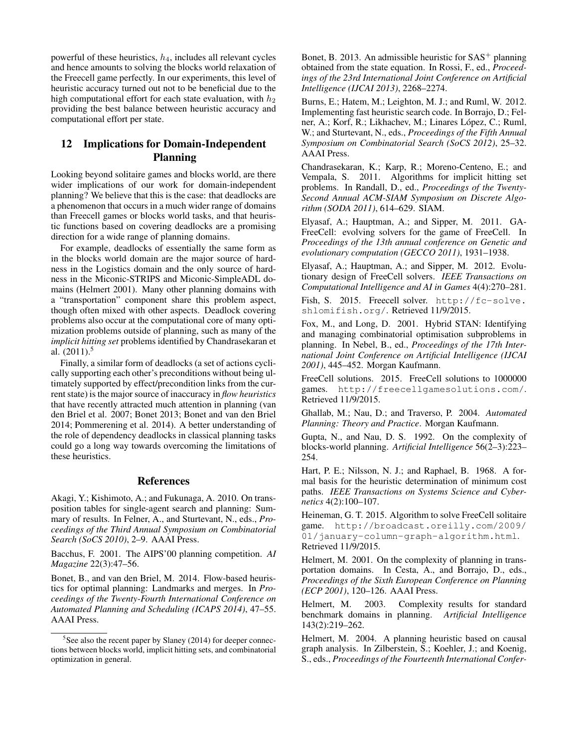powerful of these heuristics, $h_4$, includes all relevant cycles and hence amounts to solving the blocks world relaxation of the Freecell game perfectly. In our experiments, this level of heuristic accuracy turned out not to be beneficial due to the high computational effort for each state evaluation, with $h_2$ providing the best balance between heuristic accuracy and computational effort per state.

## 12 Implications for Domain-Independent Planning

Looking beyond solitaire games and blocks world, are there wider implications of our work for domain-independent planning? We believe that this is the case: that deadlocks are a phenomenon that occurs in a much wider range of domains than Freecell games or blocks world tasks, and that heuristic functions based on covering deadlocks are a promising direction for a wide range of planning domains.

For example, deadlocks of essentially the same form as in the blocks world domain are the major source of hardness in the Logistics domain and the only source of hardness in the Miconic-STRIPS and Miconic-SimpleADL domains (Helmert 2001). Many other planning domains with a "transportation" component share this problem aspect, though often mixed with other aspects. Deadlock covering problems also occur at the computational core of many optimization problems outside of planning, such as many of the *implicit hitting set* problems identified by Chandrasekaran et al. (2011).[5]

Finally, a similar form of deadlocks (a set of actions cyclically supporting each other's preconditions without being ultimately supported by effect/precondition links from the current state) is the major source of inaccuracy in *flow heuristics* that have recently attracted much attention in planning (van den Briel et al. 2007; Bonet 2013; Bonet and van den Briel 2014; Pommerening et al. 2014). A better understanding of the role of dependency deadlocks in classical planning tasks could go a long way towards overcoming the limitations of these heuristics.

[5] See also the recent paper by Slaney (2014) for deeper connections between blocks world, implicit hitting sets, and combinatorial optimization in general.

## References

Akagi, Y.; Kishimoto, A.; and Fukunaga, A. 2010. On transposition tables for single-agent search and planning: Summary of results. In Felner, A., and Sturtevant, N., eds., *Proceedings of the Third Annual Symposium on Combinatorial Search (SoCS 2010)*, 2–9. AAAI Press.

Bacchus, F. 2001. The AIPS'00 planning competition. *AI Magazine* 22(3):47–56.

Bonet, B., and van den Briel, M. 2014. Flow-based heuristics for optimal planning: Landmarks and merges. In *Proceedings of the Twenty-Fourth International Conference on Automated Planning and Scheduling (ICAPS 2014)*, 47–55. AAAI Press.

Bonet, B. 2013. An admissible heuristic for SAS$^+$ planning obtained from the state equation. In Rossi, F., ed., *Proceedings of the 23rd International Joint Conference on Artificial Intelligence (IJCAI 2013)*, 2268–2274.

Burns, E.; Hatem, M.; Leighton, M. J.; and Ruml, W. 2012. Implementing fast heuristic search code. In Borrajo, D.; Felner, A.; Korf, R.; Likhachev, M.; Linares López, C.; Ruml, W.; and Sturtevant, N., eds., *Proceedings of the Fifth Annual Symposium on Combinatorial Search (SoCS 2012)*, 25–32. AAAI Press.

Chandrasekaran, K.; Karp, R.; Moreno-Centeno, E.; and Vempala, S. 2011. Algorithms for implicit hitting set problems. In Randall, D., ed., *Proceedings of the Twenty-Second Annual ACM-SIAM Symposium on Discrete Algorithm (SODA 2011)*, 614–629. SIAM.

Elyasaf, A.; Hauptman, A.; and Sipper, M. 2011. GA-FreeCell: evolving solvers for the game of FreeCell. In *Proceedings of the 13th annual conference on Genetic and evolutionary computation (GECCO 2011)*, 1931–1938.

Elyasaf, A.; Hauptman, A.; and Sipper, M. 2012. Evolutionary design of FreeCell solvers. *IEEE Transactions on Computational Intelligence and AI in Games* 4(4):270–281.

Fish, S. 2015. Freecell solver. http://fc-solve.shlomifish.org/. Retrieved 11/9/2015.

Fox, M., and Long, D. 2001. Hybrid STAN: Identifying and managing combinatorial optimisation subproblems in planning. In Nebel, B., ed., *Proceedings of the 17th International Joint Conference on Artificial Intelligence (IJCAI 2001)*, 445–452. Morgan Kaufmann.

FreeCell solutions. 2015. FreeCell solutions to 1000000 games. http://freecellgamesolutions.com/. Retrieved 11/9/2015.

Ghallab, M.; Nau, D.; and Traverso, P. 2004. *Automated Planning: Theory and Practice*. Morgan Kaufmann.

Gupta, N., and Nau, D. S. 1992. On the complexity of blocks-world planning. *Artificial Intelligence* 56(2–3):223–254.

Hart, P. E.; Nilsson, N. J.; and Raphael, B. 1968. A formal basis for the heuristic determination of minimum cost paths. *IEEE Transactions on Systems Science and Cybernetics* 4(2):100–107.

Heineman, G. T. 2015. Algorithm to solve FreeCell solitaire game. http://broadcast.oreilly.com/2009/01/january-column-graph-algorithm.html. Retrieved 11/9/2015.

Helmert, M. 2001. On the complexity of planning in transportation domains. In Cesta, A., and Borrajo, D., eds., *Proceedings of the Sixth European Conference on Planning (ECP 2001)*, 120–126. AAAI Press.

Helmert, M. 2003. Complexity results for standard benchmark domains in planning. *Artificial Intelligence* 143(2):219–262.

Helmert, M. 2004. A planning heuristic based on causal graph analysis. In Zilberstein, S.; Koehler, J.; and Koenig, S., eds., *Proceedings of the Fourteenth International Confer-*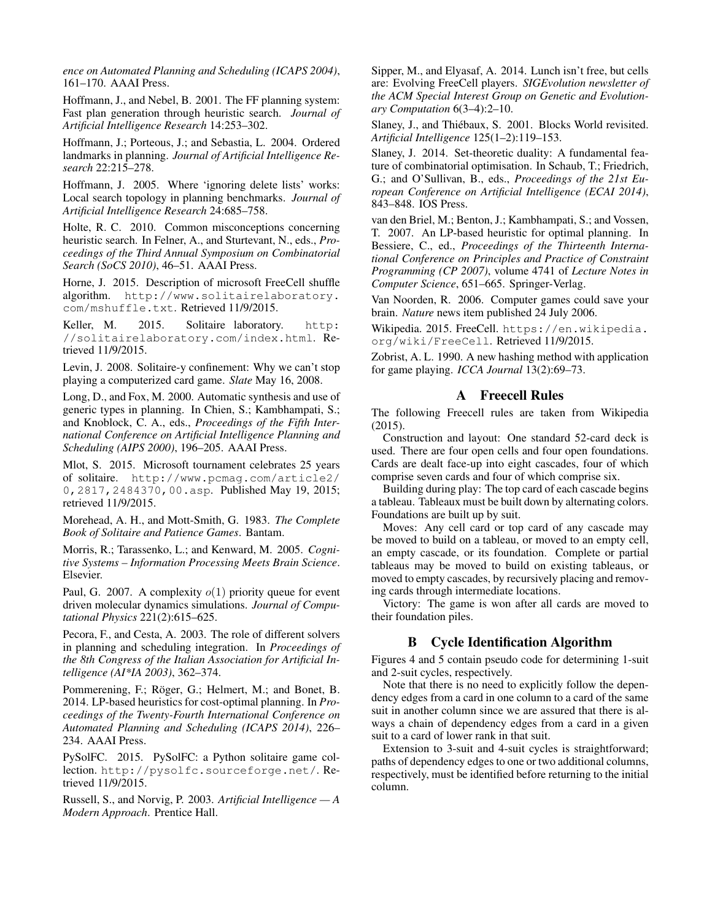*ence on Automated Planning and Scheduling (ICAPS 2004)*, 161–170. AAAI Press.

Hoffmann, J., and Nebel, B. 2001. The FF planning system: Fast plan generation through heuristic search. *Journal of Artificial Intelligence Research* 14:253–302.

Hoffmann, J.; Porteous, J.; and Sebastia, L. 2004. Ordered landmarks in planning. *Journal of Artificial Intelligence Research* 22:215–278.

Hoffmann, J. 2005. Where 'ignoring delete lists' works: Local search topology in planning benchmarks. *Journal of Artificial Intelligence Research* 24:685–758.

Holte, R. C. 2010. Common misconceptions concerning heuristic search. In Felner, A., and Sturtevant, N., eds., *Proceedings of the Third Annual Symposium on Combinatorial Search (SoCS 2010)*, 46–51. AAAI Press.

Horne, J. 2015. Description of microsoft FreeCell shuffle algorithm. `http://www.solitairelaboratory.com/mshuffle.txt`. Retrieved 11/9/2015.

Keller, M. 2015. Solitaire laboratory. `http://solitairelaboratory.com/index.html`. Retrieved 11/9/2015.

Levin, J. 2008. Solitaire-y confinement: Why we can't stop playing a computerized card game. *Slate* May 16, 2008.

Long, D., and Fox, M. 2000. Automatic synthesis and use of generic types in planning. In Chien, S.; Kambhampati, S.; and Knoblock, C. A., eds., *Proceedings of the Fifth International Conference on Artificial Intelligence Planning and Scheduling (AIPS 2000)*, 196–205. AAAI Press.

Mlot, S. 2015. Microsoft tournament celebrates 25 years of solitaire. `http://www.pcmag.com/article2/0,2817,2484370,00.asp`. Published May 19, 2015; retrieved 11/9/2015.

Morehead, A. H., and Mott-Smith, G. 1983. *The Complete Book of Solitaire and Patience Games*. Bantam.

Morris, R.; Tarassenko, L.; and Kenward, M. 2005. *Cognitive Systems – Information Processing Meets Brain Science*. Elsevier.

Paul, G. 2007. A complexity $o(1)$ priority queue for event driven molecular dynamics simulations. *Journal of Computational Physics* 221(2):615–625.

Pecora, F., and Cesta, A. 2003. The role of different solvers in planning and scheduling integration. In *Proceedings of the 8th Congress of the Italian Association for Artificial Intelligence (AI*IA 2003)*, 362–374.

Pommerening, F.; Röger, G.; Helmert, M.; and Bonet, B. 2014. LP-based heuristics for cost-optimal planning. In *Proceedings of the Twenty-Fourth International Conference on Automated Planning and Scheduling (ICAPS 2014)*, 226–234. AAAI Press.

PySolFC. 2015. PySolFC: a Python solitaire game collection. `http://pysolfc.sourceforge.net/`. Retrieved 11/9/2015.

Russell, S., and Norvig, P. 2003. *Artificial Intelligence — A Modern Approach*. Prentice Hall.

Sipper, M., and Elyasaf, A. 2014. Lunch isn't free, but cells are: Evolving FreeCell players. *SIGEvolution newsletter of the ACM Special Interest Group on Genetic and Evolutionary Computation* 6(3–4):2–10.

Slaney, J., and Thiébaux, S. 2001. Blocks World revisited. *Artificial Intelligence* 125(1–2):119–153.

Slaney, J. 2014. Set-theoretic duality: A fundamental feature of combinatorial optimisation. In Schaub, T.; Friedrich, G.; and O'Sullivan, B., eds., *Proceedings of the 21st European Conference on Artificial Intelligence (ECAI 2014)*, 843–848. IOS Press.

van den Briel, M.; Benton, J.; Kambhampati, S.; and Vossen, T. 2007. An LP-based heuristic for optimal planning. In Bessiere, C., ed., *Proceedings of the Thirteenth International Conference on Principles and Practice of Constraint Programming (CP 2007)*, volume 4741 of *Lecture Notes in Computer Science*, 651–665. Springer-Verlag.

Van Noorden, R. 2006. Computer games could save your brain. *Nature* news item published 24 July 2006.

Wikipedia. 2015. FreeCell. `https://en.wikipedia.org/wiki/FreeCell`. Retrieved 11/9/2015.

Zobrist, A. L. 1990. A new hashing method with application for game playing. *ICCA Journal* 13(2):69–73.

## A Freecell Rules

The following Freecell rules are taken from Wikipedia (2015).

Construction and layout: One standard 52-card deck is used. There are four open cells and four open foundations. Cards are dealt face-up into eight cascades, four of which comprise seven cards and four of which comprise six.

Building during play: The top card of each cascade begins a tableau. Tableaux must be built down by alternating colors. Foundations are built up by suit.

Moves: Any cell card or top card of any cascade may be moved to build on a tableau, or moved to an empty cell, an empty cascade, or its foundation. Complete or partial tableaus may be moved to build on existing tableaus, or moved to empty cascades, by recursively placing and removing cards through intermediate locations.

Victory: The game is won after all cards are moved to their foundation piles.

## B Cycle Identification Algorithm

Figures 4 and 5 contain pseudo code for determining 1-suit and 2-suit cycles, respectively.

Note that there is no need to explicitly follow the dependency edges from a card in one column to a card of the same suit in another column since we are assured that there is always a chain of dependency edges from a card in a given suit to a card of lower rank in that suit.

Extension to 3-suit and 4-suit cycles is straightforward; paths of dependency edges to one or two additional columns, respectively, must be identified before returning to the initial column.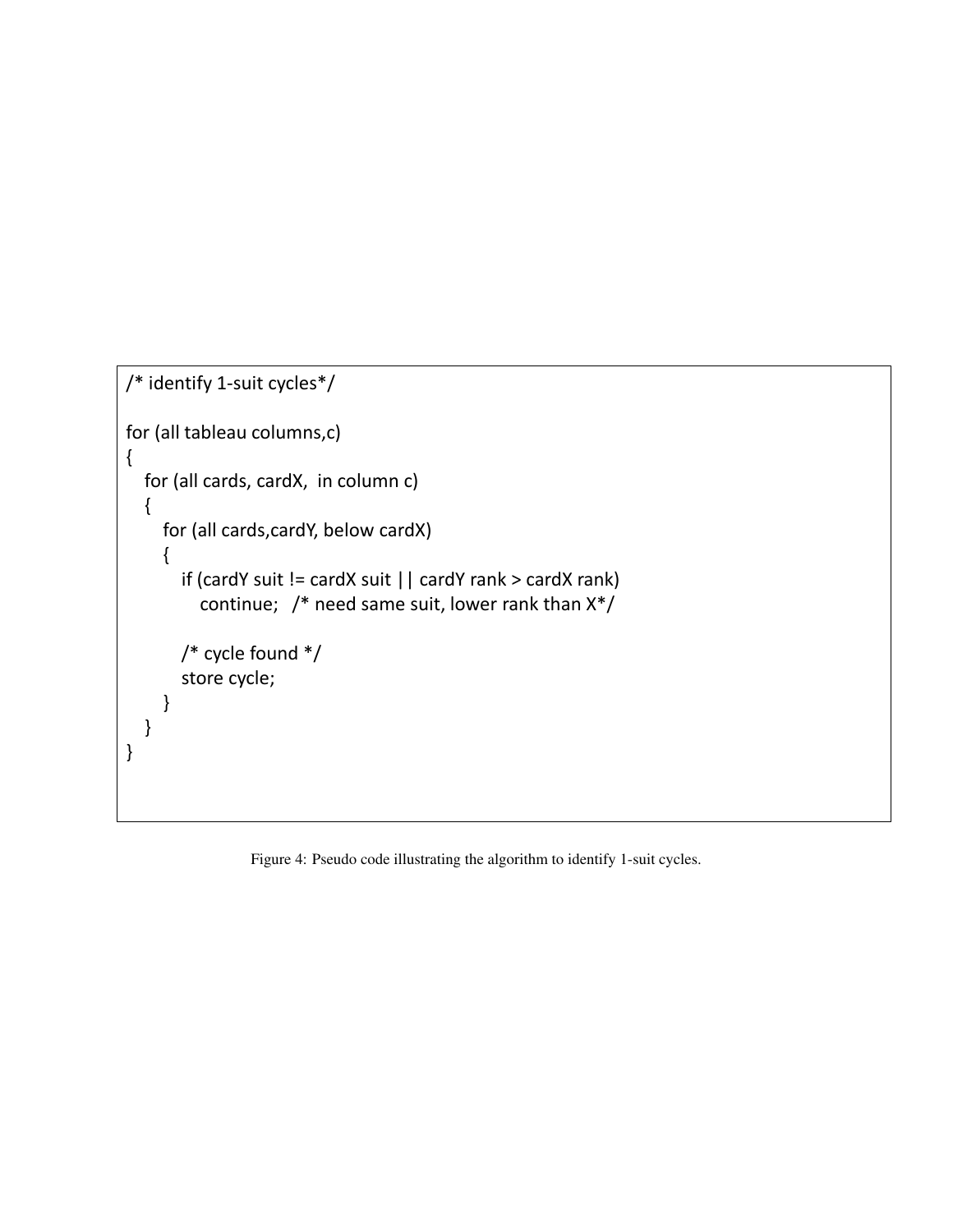```
/* identify 1-suit cycles*/

for (all tableau columns,c)
{
   for (all cards, cardX,  in column c)
   {
      for (all cards,cardY, below cardX)
      {
         if (cardY suit != cardX suit || cardY rank > cardX rank)
            continue;   /* need same suit, lower rank than X*/

         /* cycle found */
         store cycle;
      }
   }
}
```

Figure 4: Pseudo code illustrating the algorithm to identify 1-suit cycles.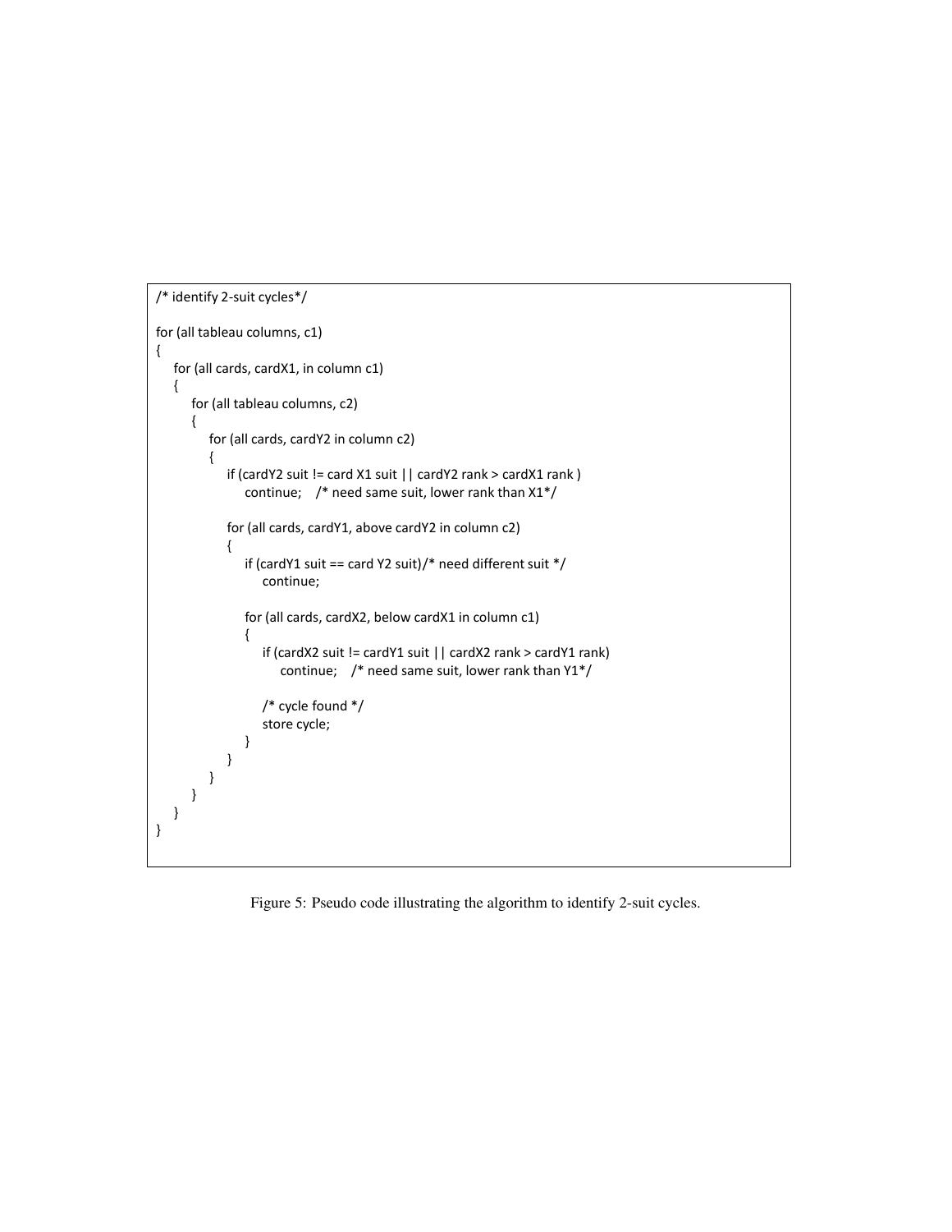```
/* identify 2-suit cycles*/

for (all tableau columns, c1)
{
    for (all cards, cardX1, in column c1)
    {
        for (all tableau columns, c2)
        {
            for (all cards, cardY2 in column c2)
            {
                if (cardY2 suit != card X1 suit || cardY2 rank > cardX1 rank )
                    continue;    /* need same suit, lower rank than X1*/

                for (all cards, cardY1, above cardY2 in column c2)
                {
                    if (cardY1 suit == card Y2 suit)/* need different suit */
                        continue;

                    for (all cards, cardX2, below cardX1 in column c1)
                    {
                        if (cardX2 suit != cardY1 suit || cardX2 rank > cardY1 rank)
                            continue;    /* need same suit, lower rank than Y1*/

                        /* cycle found */
                        store cycle;
                    }
                }
            }
        }
    }
}
```

Figure 5: Pseudo code illustrating the algorithm to identify 2-suit cycles.